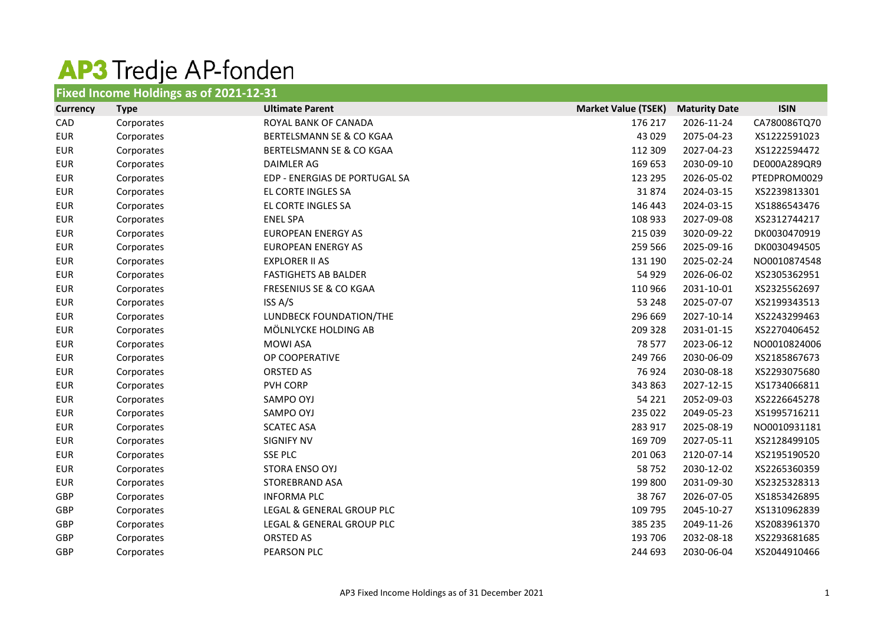# AP3 Tredje AP-fonden

## Fixed Income Holdings as of 2021-12-31

| Currency | Type | Ultimate Parent | Market Value (TSEK) | Maturity Date | ISIN |
|---|---|---|---|---|---|
| CAD | Corporates | ROYAL BANK OF CANADA | 176 217 | 2026-11-24 | CA780086TQ70 |
| EUR | Corporates | BERTELSMANN SE & CO KGAA | 43 029 | 2075-04-23 | XS1222591023 |
| EUR | Corporates | BERTELSMANN SE & CO KGAA | 112 309 | 2027-04-23 | XS1222594472 |
| EUR | Corporates | DAIMLER AG | 169 653 | 2030-09-10 | DE000A289QR9 |
| EUR | Corporates | EDP - ENERGIAS DE PORTUGAL SA | 123 295 | 2026-05-02 | PTEDPROM0029 |
| EUR | Corporates | EL CORTE INGLES SA | 31 874 | 2024-03-15 | XS2239813301 |
| EUR | Corporates | EL CORTE INGLES SA | 146 443 | 2024-03-15 | XS1886543476 |
| EUR | Corporates | ENEL SPA | 108 933 | 2027-09-08 | XS2312744217 |
| EUR | Corporates | EUROPEAN ENERGY AS | 215 039 | 3020-09-22 | DK0030470919 |
| EUR | Corporates | EUROPEAN ENERGY AS | 259 566 | 2025-09-16 | DK0030494505 |
| EUR | Corporates | EXPLORER II AS | 131 190 | 2025-02-24 | NO0010874548 |
| EUR | Corporates | FASTIGHETS AB BALDER | 54 929 | 2026-06-02 | XS2305362951 |
| EUR | Corporates | FRESENIUS SE & CO KGAA | 110 966 | 2031-10-01 | XS2325562697 |
| EUR | Corporates | ISS A/S | 53 248 | 2025-07-07 | XS2199343513 |
| EUR | Corporates | LUNDBECK FOUNDATION/THE | 296 669 | 2027-10-14 | XS2243299463 |
| EUR | Corporates | MÖLNLYCKE HOLDING AB | 209 328 | 2031-01-15 | XS2270406452 |
| EUR | Corporates | MOWI ASA | 78 577 | 2023-06-12 | NO0010824006 |
| EUR | Corporates | OP COOPERATIVE | 249 766 | 2030-06-09 | XS2185867673 |
| EUR | Corporates | ORSTED AS | 76 924 | 2030-08-18 | XS2293075680 |
| EUR | Corporates | PVH CORP | 343 863 | 2027-12-15 | XS1734066811 |
| EUR | Corporates | SAMPO OYJ | 54 221 | 2052-09-03 | XS2226645278 |
| EUR | Corporates | SAMPO OYJ | 235 022 | 2049-05-23 | XS1995716211 |
| EUR | Corporates | SCATEC ASA | 283 917 | 2025-08-19 | NO0010931181 |
| EUR | Corporates | SIGNIFY NV | 169 709 | 2027-05-11 | XS2128499105 |
| EUR | Corporates | SSE PLC | 201 063 | 2120-07-14 | XS2195190520 |
| EUR | Corporates | STORA ENSO OYJ | 58 752 | 2030-12-02 | XS2265360359 |
| EUR | Corporates | STOREBRAND ASA | 199 800 | 2031-09-30 | XS2325328313 |
| GBP | Corporates | INFORMA PLC | 38 767 | 2026-07-05 | XS1853426895 |
| GBP | Corporates | LEGAL & GENERAL GROUP PLC | 109 795 | 2045-10-27 | XS1310962839 |
| GBP | Corporates | LEGAL & GENERAL GROUP PLC | 385 235 | 2049-11-26 | XS2083961370 |
| GBP | Corporates | ORSTED AS | 193 706 | 2032-08-18 | XS2293681685 |
| GBP | Corporates | PEARSON PLC | 244 693 | 2030-06-04 | XS2044910466 |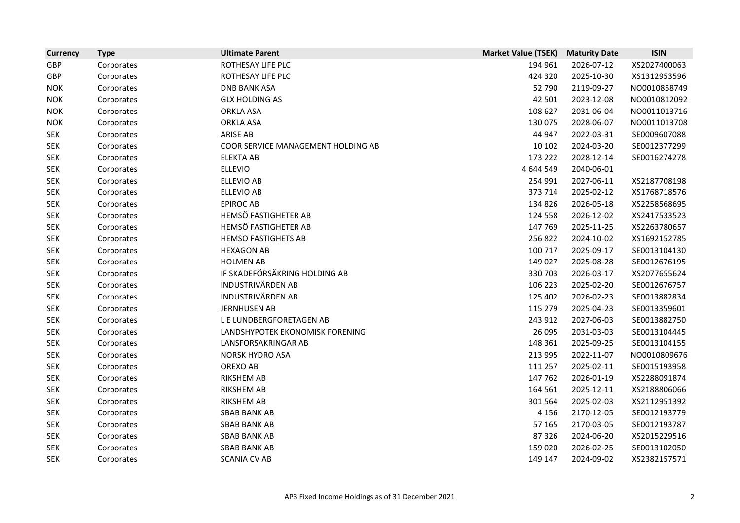| Currency | Type | Ultimate Parent | Market Value (TSEK) | Maturity Date | ISIN |
|---|---|---|---|---|---|
| GBP | Corporates | ROTHESAY LIFE PLC | 194 961 | 2026-07-12 | XS2027400063 |
| GBP | Corporates | ROTHESAY LIFE PLC | 424 320 | 2025-10-30 | XS1312953596 |
| NOK | Corporates | DNB BANK ASA | 52 790 | 2119-09-27 | NO0010858749 |
| NOK | Corporates | GLX HOLDING AS | 42 501 | 2023-12-08 | NO0010812092 |
| NOK | Corporates | ORKLA ASA | 108 627 | 2031-06-04 | NO0011013716 |
| NOK | Corporates | ORKLA ASA | 130 075 | 2028-06-07 | NO0011013708 |
| SEK | Corporates | ARISE AB | 44 947 | 2022-03-31 | SE0009607088 |
| SEK | Corporates | COOR SERVICE MANAGEMENT HOLDING AB | 10 102 | 2024-03-20 | SE0012377299 |
| SEK | Corporates | ELEKTA AB | 173 222 | 2028-12-14 | SE0016274278 |
| SEK | Corporates | ELLEVIO | 4 644 549 | 2040-06-01 | |
| SEK | Corporates | ELLEVIO AB | 254 991 | 2027-06-11 | XS2187708198 |
| SEK | Corporates | ELLEVIO AB | 373 714 | 2025-02-12 | XS1768718576 |
| SEK | Corporates | EPIROC AB | 134 826 | 2026-05-18 | XS2258568695 |
| SEK | Corporates | HEMSÖ FASTIGHETER AB | 124 558 | 2026-12-02 | XS2417533523 |
| SEK | Corporates | HEMSÖ FASTIGHETER AB | 147 769 | 2025-11-25 | XS2263780657 |
| SEK | Corporates | HEMSO FASTIGHETS AB | 256 822 | 2024-10-02 | XS1692152785 |
| SEK | Corporates | HEXAGON AB | 100 717 | 2025-09-17 | SE0013104130 |
| SEK | Corporates | HOLMEN AB | 149 027 | 2025-08-28 | SE0012676195 |
| SEK | Corporates | IF SKADEFÖRSÄKRING HOLDING AB | 330 703 | 2026-03-17 | XS2077655624 |
| SEK | Corporates | INDUSTRIVÄRDEN AB | 106 223 | 2025-02-20 | SE0012676757 |
| SEK | Corporates | INDUSTRIVÄRDEN AB | 125 402 | 2026-02-23 | SE0013882834 |
| SEK | Corporates | JERNHUSEN AB | 115 279 | 2025-04-23 | SE0013359601 |
| SEK | Corporates | L E LUNDBERGFORETAGEN AB | 243 912 | 2027-06-03 | SE0013882750 |
| SEK | Corporates | LANDSHYPOTEK EKONOMISK FORENING | 26 095 | 2031-03-03 | SE0013104445 |
| SEK | Corporates | LANSFORSAKRINGAR AB | 148 361 | 2025-09-25 | SE0013104155 |
| SEK | Corporates | NORSK HYDRO ASA | 213 995 | 2022-11-07 | NO0010809676 |
| SEK | Corporates | OREXO AB | 111 257 | 2025-02-11 | SE0015193958 |
| SEK | Corporates | RIKSHEM AB | 147 762 | 2026-01-19 | XS2288091874 |
| SEK | Corporates | RIKSHEM AB | 164 561 | 2025-12-11 | XS2188806066 |
| SEK | Corporates | RIKSHEM AB | 301 564 | 2025-02-03 | XS2112951392 |
| SEK | Corporates | SBAB BANK AB | 4 156 | 2170-12-05 | SE0012193779 |
| SEK | Corporates | SBAB BANK AB | 57 165 | 2170-03-05 | SE0012193787 |
| SEK | Corporates | SBAB BANK AB | 87 326 | 2024-06-20 | XS2015229516 |
| SEK | Corporates | SBAB BANK AB | 159 020 | 2026-02-25 | SE0013102050 |
| SEK | Corporates | SCANIA CV AB | 149 147 | 2024-09-02 | XS2382157571 |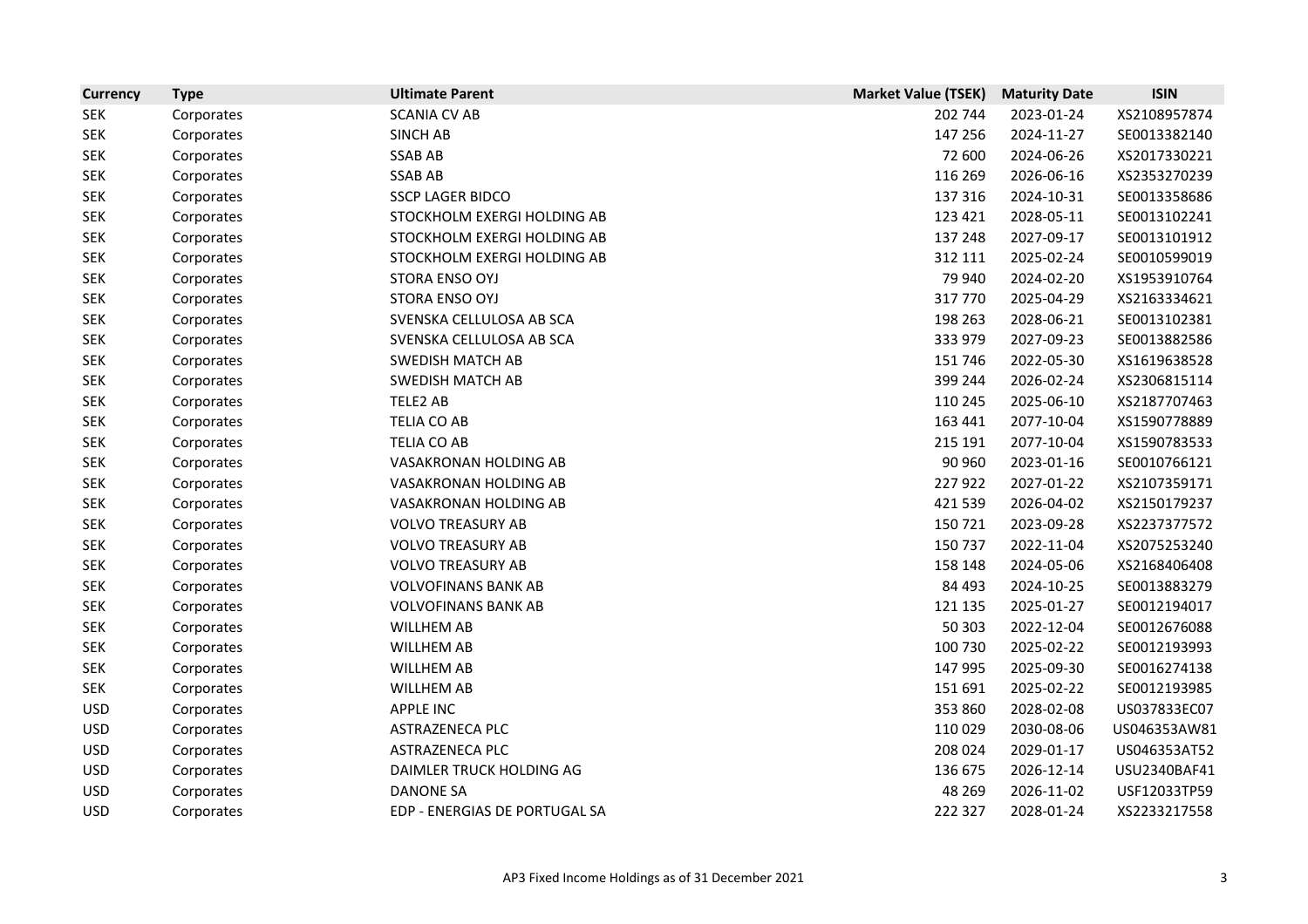| Currency | Type | Ultimate Parent | Market Value (TSEK) | Maturity Date | ISIN |
|---|---|---|---|---|---|
| SEK | Corporates | SCANIA CV AB | 202 744 | 2023-01-24 | XS2108957874 |
| SEK | Corporates | SINCH AB | 147 256 | 2024-11-27 | SE0013382140 |
| SEK | Corporates | SSAB AB | 72 600 | 2024-06-26 | XS2017330221 |
| SEK | Corporates | SSAB AB | 116 269 | 2026-06-16 | XS2353270239 |
| SEK | Corporates | SSCP LAGER BIDCO | 137 316 | 2024-10-31 | SE0013358686 |
| SEK | Corporates | STOCKHOLM EXERGI HOLDING AB | 123 421 | 2028-05-11 | SE0013102241 |
| SEK | Corporates | STOCKHOLM EXERGI HOLDING AB | 137 248 | 2027-09-17 | SE0013101912 |
| SEK | Corporates | STOCKHOLM EXERGI HOLDING AB | 312 111 | 2025-02-24 | SE0010599019 |
| SEK | Corporates | STORA ENSO OYJ | 79 940 | 2024-02-20 | XS1953910764 |
| SEK | Corporates | STORA ENSO OYJ | 317 770 | 2025-04-29 | XS2163334621 |
| SEK | Corporates | SVENSKA CELLULOSA AB SCA | 198 263 | 2028-06-21 | SE0013102381 |
| SEK | Corporates | SVENSKA CELLULOSA AB SCA | 333 979 | 2027-09-23 | SE0013882586 |
| SEK | Corporates | SWEDISH MATCH AB | 151 746 | 2022-05-30 | XS1619638528 |
| SEK | Corporates | SWEDISH MATCH AB | 399 244 | 2026-02-24 | XS2306815114 |
| SEK | Corporates | TELE2 AB | 110 245 | 2025-06-10 | XS2187707463 |
| SEK | Corporates | TELIA CO AB | 163 441 | 2077-10-04 | XS1590778889 |
| SEK | Corporates | TELIA CO AB | 215 191 | 2077-10-04 | XS1590783533 |
| SEK | Corporates | VASAKRONAN HOLDING AB | 90 960 | 2023-01-16 | SE0010766121 |
| SEK | Corporates | VASAKRONAN HOLDING AB | 227 922 | 2027-01-22 | XS2107359171 |
| SEK | Corporates | VASAKRONAN HOLDING AB | 421 539 | 2026-04-02 | XS2150179237 |
| SEK | Corporates | VOLVO TREASURY AB | 150 721 | 2023-09-28 | XS2237377572 |
| SEK | Corporates | VOLVO TREASURY AB | 150 737 | 2022-11-04 | XS2075253240 |
| SEK | Corporates | VOLVO TREASURY AB | 158 148 | 2024-05-06 | XS2168406408 |
| SEK | Corporates | VOLVOFINANS BANK AB | 84 493 | 2024-10-25 | SE0013883279 |
| SEK | Corporates | VOLVOFINANS BANK AB | 121 135 | 2025-01-27 | SE0012194017 |
| SEK | Corporates | WILLHEM AB | 50 303 | 2022-12-04 | SE0012676088 |
| SEK | Corporates | WILLHEM AB | 100 730 | 2025-02-22 | SE0012193993 |
| SEK | Corporates | WILLHEM AB | 147 995 | 2025-09-30 | SE0016274138 |
| SEK | Corporates | WILLHEM AB | 151 691 | 2025-02-22 | SE0012193985 |
| USD | Corporates | APPLE INC | 353 860 | 2028-02-08 | US037833EC07 |
| USD | Corporates | ASTRAZENECA PLC | 110 029 | 2030-08-06 | US046353AW81 |
| USD | Corporates | ASTRAZENECA PLC | 208 024 | 2029-01-17 | US046353AT52 |
| USD | Corporates | DAIMLER TRUCK HOLDING AG | 136 675 | 2026-12-14 | USU2340BAF41 |
| USD | Corporates | DANONE SA | 48 269 | 2026-11-02 | USF12033TP59 |
| USD | Corporates | EDP - ENERGIAS DE PORTUGAL SA | 222 327 | 2028-01-24 | XS2233217558 |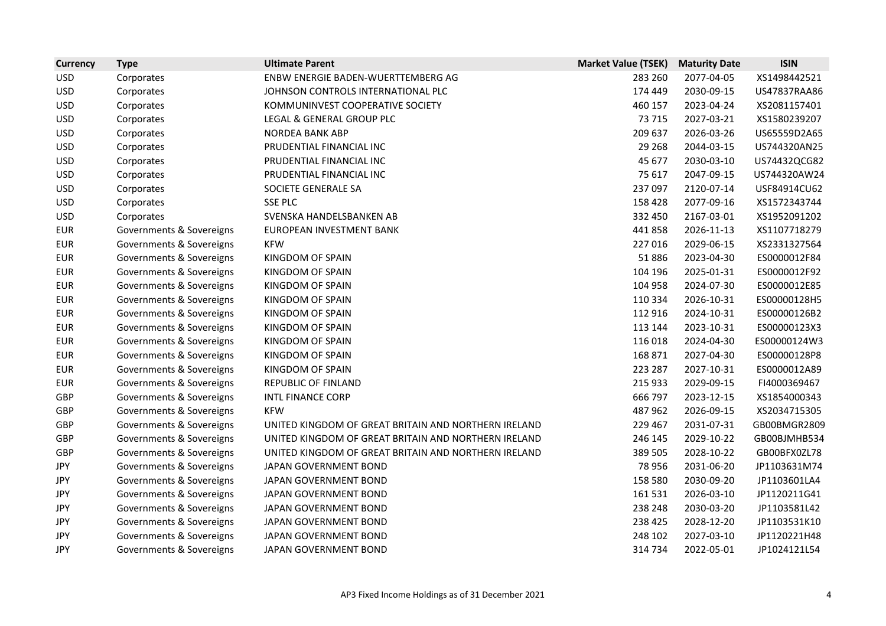| Currency | Type | Ultimate Parent | Market Value (TSEK) | Maturity Date | ISIN |
|---|---|---|---|---|---|
| USD | Corporates | ENBW ENERGIE BADEN-WUERTTEMBERG AG | 283 260 | 2077-04-05 | XS1498442521 |
| USD | Corporates | JOHNSON CONTROLS INTERNATIONAL PLC | 174 449 | 2030-09-15 | US47837RAA86 |
| USD | Corporates | KOMMUNINVEST COOPERATIVE SOCIETY | 460 157 | 2023-04-24 | XS2081157401 |
| USD | Corporates | LEGAL & GENERAL GROUP PLC | 73 715 | 2027-03-21 | XS1580239207 |
| USD | Corporates | NORDEA BANK ABP | 209 637 | 2026-03-26 | US65559D2A65 |
| USD | Corporates | PRUDENTIAL FINANCIAL INC | 29 268 | 2044-03-15 | US744320AN25 |
| USD | Corporates | PRUDENTIAL FINANCIAL INC | 45 677 | 2030-03-10 | US74432QCG82 |
| USD | Corporates | PRUDENTIAL FINANCIAL INC | 75 617 | 2047-09-15 | US744320AW24 |
| USD | Corporates | SOCIETE GENERALE SA | 237 097 | 2120-07-14 | USF84914CU62 |
| USD | Corporates | SSE PLC | 158 428 | 2077-09-16 | XS1572343744 |
| USD | Corporates | SVENSKA HANDELSBANKEN AB | 332 450 | 2167-03-01 | XS1952091202 |
| EUR | Governments & Sovereigns | EUROPEAN INVESTMENT BANK | 441 858 | 2026-11-13 | XS1107718279 |
| EUR | Governments & Sovereigns | KFW | 227 016 | 2029-06-15 | XS2331327564 |
| EUR | Governments & Sovereigns | KINGDOM OF SPAIN | 51 886 | 2023-04-30 | ES0000012F84 |
| EUR | Governments & Sovereigns | KINGDOM OF SPAIN | 104 196 | 2025-01-31 | ES0000012F92 |
| EUR | Governments & Sovereigns | KINGDOM OF SPAIN | 104 958 | 2024-07-30 | ES0000012E85 |
| EUR | Governments & Sovereigns | KINGDOM OF SPAIN | 110 334 | 2026-10-31 | ES00000128H5 |
| EUR | Governments & Sovereigns | KINGDOM OF SPAIN | 112 916 | 2024-10-31 | ES00000126B2 |
| EUR | Governments & Sovereigns | KINGDOM OF SPAIN | 113 144 | 2023-10-31 | ES00000123X3 |
| EUR | Governments & Sovereigns | KINGDOM OF SPAIN | 116 018 | 2024-04-30 | ES00000124W3 |
| EUR | Governments & Sovereigns | KINGDOM OF SPAIN | 168 871 | 2027-04-30 | ES00000128P8 |
| EUR | Governments & Sovereigns | KINGDOM OF SPAIN | 223 287 | 2027-10-31 | ES0000012A89 |
| EUR | Governments & Sovereigns | REPUBLIC OF FINLAND | 215 933 | 2029-09-15 | FI4000369467 |
| GBP | Governments & Sovereigns | INTL FINANCE CORP | 666 797 | 2023-12-15 | XS1854000343 |
| GBP | Governments & Sovereigns | KFW | 487 962 | 2026-09-15 | XS2034715305 |
| GBP | Governments & Sovereigns | UNITED KINGDOM OF GREAT BRITAIN AND NORTHERN IRELAND | 229 467 | 2031-07-31 | GB00BMGR2809 |
| GBP | Governments & Sovereigns | UNITED KINGDOM OF GREAT BRITAIN AND NORTHERN IRELAND | 246 145 | 2029-10-22 | GB00BJMHB534 |
| GBP | Governments & Sovereigns | UNITED KINGDOM OF GREAT BRITAIN AND NORTHERN IRELAND | 389 505 | 2028-10-22 | GB00BFX0ZL78 |
| JPY | Governments & Sovereigns | JAPAN GOVERNMENT BOND | 78 956 | 2031-06-20 | JP1103631M74 |
| JPY | Governments & Sovereigns | JAPAN GOVERNMENT BOND | 158 580 | 2030-09-20 | JP1103601LA4 |
| JPY | Governments & Sovereigns | JAPAN GOVERNMENT BOND | 161 531 | 2026-03-10 | JP1120211G41 |
| JPY | Governments & Sovereigns | JAPAN GOVERNMENT BOND | 238 248 | 2030-03-20 | JP1103581L42 |
| JPY | Governments & Sovereigns | JAPAN GOVERNMENT BOND | 238 425 | 2028-12-20 | JP1103531K10 |
| JPY | Governments & Sovereigns | JAPAN GOVERNMENT BOND | 248 102 | 2027-03-10 | JP1120221H48 |
| JPY | Governments & Sovereigns | JAPAN GOVERNMENT BOND | 314 734 | 2022-05-01 | JP1024121L54 |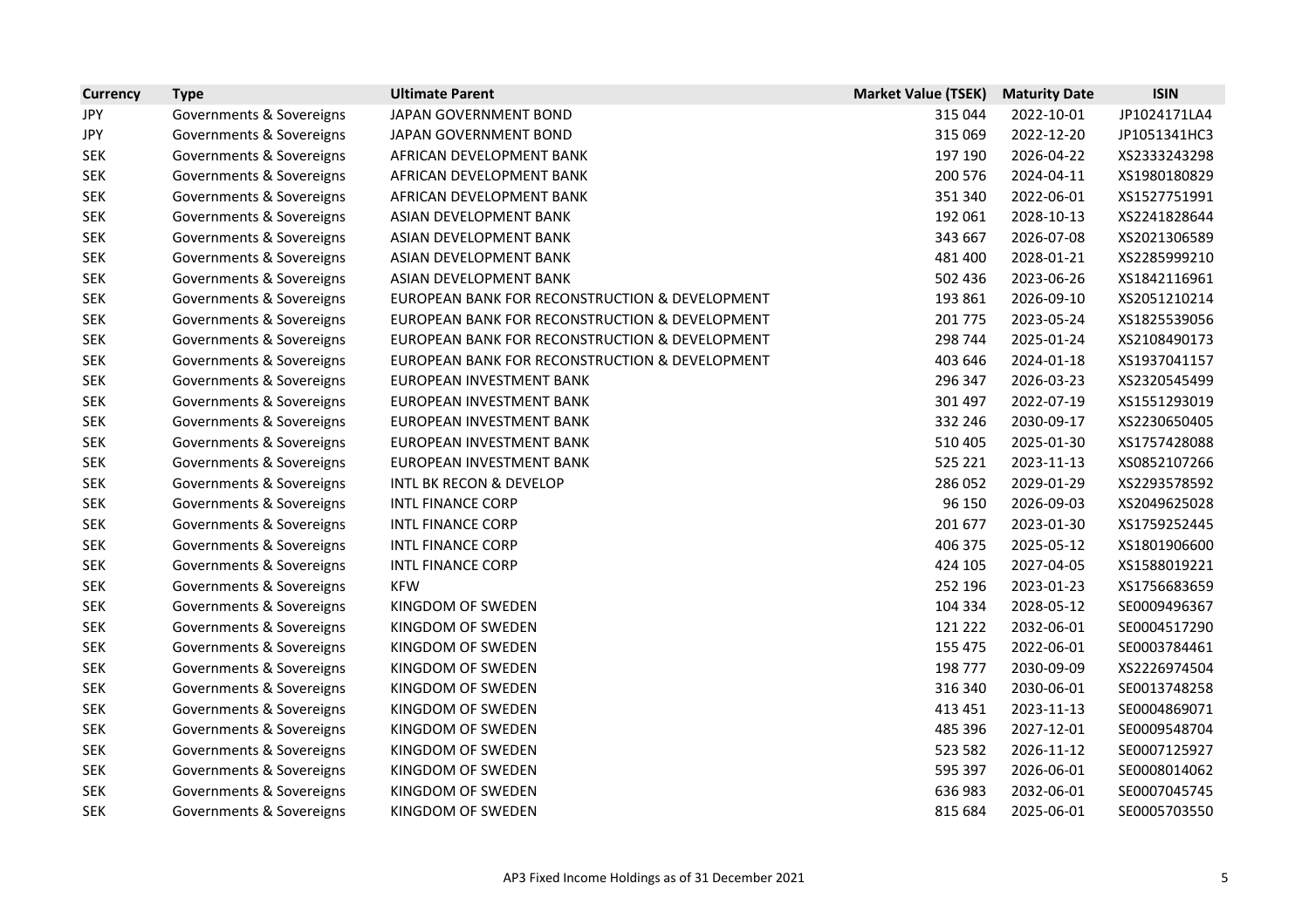| Currency | Type | Ultimate Parent | Market Value (TSEK) | Maturity Date | ISIN |
|---|---|---|---|---|---|
| JPY | Governments & Sovereigns | JAPAN GOVERNMENT BOND | 315 044 | 2022-10-01 | JP1024171LA4 |
| JPY | Governments & Sovereigns | JAPAN GOVERNMENT BOND | 315 069 | 2022-12-20 | JP1051341HC3 |
| SEK | Governments & Sovereigns | AFRICAN DEVELOPMENT BANK | 197 190 | 2026-04-22 | XS2333243298 |
| SEK | Governments & Sovereigns | AFRICAN DEVELOPMENT BANK | 200 576 | 2024-04-11 | XS1980180829 |
| SEK | Governments & Sovereigns | AFRICAN DEVELOPMENT BANK | 351 340 | 2022-06-01 | XS1527751991 |
| SEK | Governments & Sovereigns | ASIAN DEVELOPMENT BANK | 192 061 | 2028-10-13 | XS2241828644 |
| SEK | Governments & Sovereigns | ASIAN DEVELOPMENT BANK | 343 667 | 2026-07-08 | XS2021306589 |
| SEK | Governments & Sovereigns | ASIAN DEVELOPMENT BANK | 481 400 | 2028-01-21 | XS2285999210 |
| SEK | Governments & Sovereigns | ASIAN DEVELOPMENT BANK | 502 436 | 2023-06-26 | XS1842116961 |
| SEK | Governments & Sovereigns | EUROPEAN BANK FOR RECONSTRUCTION & DEVELOPMENT | 193 861 | 2026-09-10 | XS2051210214 |
| SEK | Governments & Sovereigns | EUROPEAN BANK FOR RECONSTRUCTION & DEVELOPMENT | 201 775 | 2023-05-24 | XS1825539056 |
| SEK | Governments & Sovereigns | EUROPEAN BANK FOR RECONSTRUCTION & DEVELOPMENT | 298 744 | 2025-01-24 | XS2108490173 |
| SEK | Governments & Sovereigns | EUROPEAN BANK FOR RECONSTRUCTION & DEVELOPMENT | 403 646 | 2024-01-18 | XS1937041157 |
| SEK | Governments & Sovereigns | EUROPEAN INVESTMENT BANK | 296 347 | 2026-03-23 | XS2320545499 |
| SEK | Governments & Sovereigns | EUROPEAN INVESTMENT BANK | 301 497 | 2022-07-19 | XS1551293019 |
| SEK | Governments & Sovereigns | EUROPEAN INVESTMENT BANK | 332 246 | 2030-09-17 | XS2230650405 |
| SEK | Governments & Sovereigns | EUROPEAN INVESTMENT BANK | 510 405 | 2025-01-30 | XS1757428088 |
| SEK | Governments & Sovereigns | EUROPEAN INVESTMENT BANK | 525 221 | 2023-11-13 | XS0852107266 |
| SEK | Governments & Sovereigns | INTL BK RECON & DEVELOP | 286 052 | 2029-01-29 | XS2293578592 |
| SEK | Governments & Sovereigns | INTL FINANCE CORP | 96 150 | 2026-09-03 | XS2049625028 |
| SEK | Governments & Sovereigns | INTL FINANCE CORP | 201 677 | 2023-01-30 | XS1759252445 |
| SEK | Governments & Sovereigns | INTL FINANCE CORP | 406 375 | 2025-05-12 | XS1801906600 |
| SEK | Governments & Sovereigns | INTL FINANCE CORP | 424 105 | 2027-04-05 | XS1588019221 |
| SEK | Governments & Sovereigns | KFW | 252 196 | 2023-01-23 | XS1756683659 |
| SEK | Governments & Sovereigns | KINGDOM OF SWEDEN | 104 334 | 2028-05-12 | SE0009496367 |
| SEK | Governments & Sovereigns | KINGDOM OF SWEDEN | 121 222 | 2032-06-01 | SE0004517290 |
| SEK | Governments & Sovereigns | KINGDOM OF SWEDEN | 155 475 | 2022-06-01 | SE0003784461 |
| SEK | Governments & Sovereigns | KINGDOM OF SWEDEN | 198 777 | 2030-09-09 | XS2226974504 |
| SEK | Governments & Sovereigns | KINGDOM OF SWEDEN | 316 340 | 2030-06-01 | SE0013748258 |
| SEK | Governments & Sovereigns | KINGDOM OF SWEDEN | 413 451 | 2023-11-13 | SE0004869071 |
| SEK | Governments & Sovereigns | KINGDOM OF SWEDEN | 485 396 | 2027-12-01 | SE0009548704 |
| SEK | Governments & Sovereigns | KINGDOM OF SWEDEN | 523 582 | 2026-11-12 | SE0007125927 |
| SEK | Governments & Sovereigns | KINGDOM OF SWEDEN | 595 397 | 2026-06-01 | SE0008014062 |
| SEK | Governments & Sovereigns | KINGDOM OF SWEDEN | 636 983 | 2032-06-01 | SE0007045745 |
| SEK | Governments & Sovereigns | KINGDOM OF SWEDEN | 815 684 | 2025-06-01 | SE0005703550 |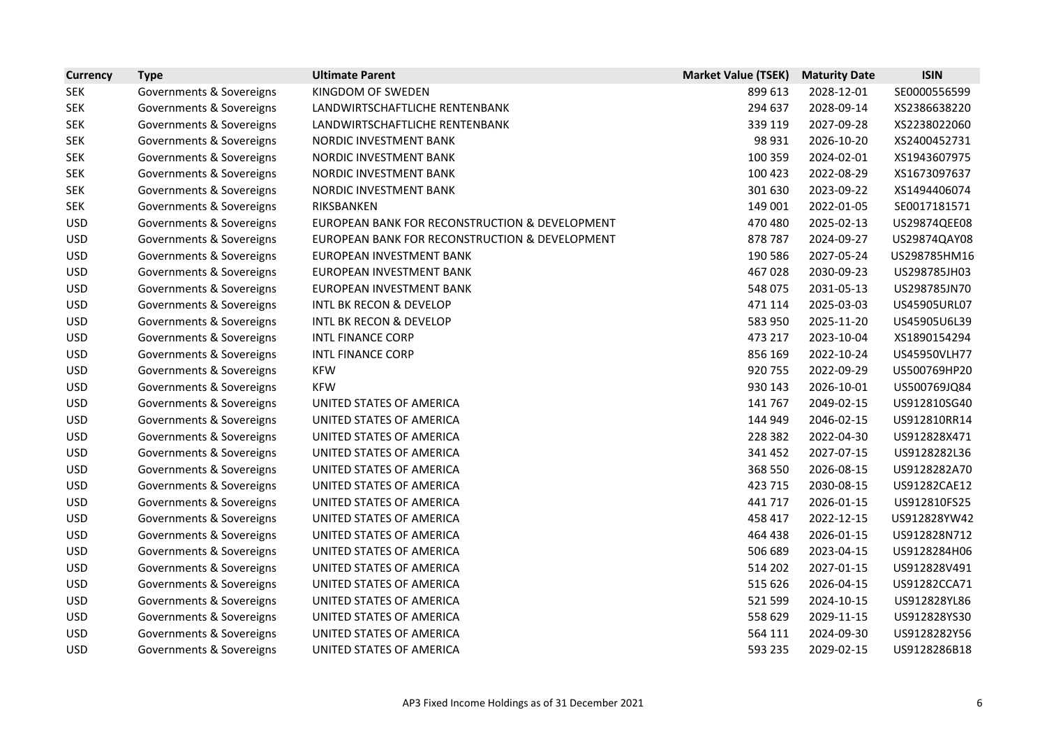| Currency | Type | Ultimate Parent | Market Value (TSEK) | Maturity Date | ISIN |
|---|---|---|---|---|---|
| SEK | Governments & Sovereigns | KINGDOM OF SWEDEN | 899 613 | 2028-12-01 | SE0000556599 |
| SEK | Governments & Sovereigns | LANDWIRTSCHAFTLICHE RENTENBANK | 294 637 | 2028-09-14 | XS2386638220 |
| SEK | Governments & Sovereigns | LANDWIRTSCHAFTLICHE RENTENBANK | 339 119 | 2027-09-28 | XS2238022060 |
| SEK | Governments & Sovereigns | NORDIC INVESTMENT BANK | 98 931 | 2026-10-20 | XS2400452731 |
| SEK | Governments & Sovereigns | NORDIC INVESTMENT BANK | 100 359 | 2024-02-01 | XS1943607975 |
| SEK | Governments & Sovereigns | NORDIC INVESTMENT BANK | 100 423 | 2022-08-29 | XS1673097637 |
| SEK | Governments & Sovereigns | NORDIC INVESTMENT BANK | 301 630 | 2023-09-22 | XS1494406074 |
| SEK | Governments & Sovereigns | RIKSBANKEN | 149 001 | 2022-01-05 | SE0017181571 |
| USD | Governments & Sovereigns | EUROPEAN BANK FOR RECONSTRUCTION & DEVELOPMENT | 470 480 | 2025-02-13 | US29874QEE08 |
| USD | Governments & Sovereigns | EUROPEAN BANK FOR RECONSTRUCTION & DEVELOPMENT | 878 787 | 2024-09-27 | US29874QAY08 |
| USD | Governments & Sovereigns | EUROPEAN INVESTMENT BANK | 190 586 | 2027-05-24 | US298785HM16 |
| USD | Governments & Sovereigns | EUROPEAN INVESTMENT BANK | 467 028 | 2030-09-23 | US298785JH03 |
| USD | Governments & Sovereigns | EUROPEAN INVESTMENT BANK | 548 075 | 2031-05-13 | US298785JN70 |
| USD | Governments & Sovereigns | INTL BK RECON & DEVELOP | 471 114 | 2025-03-03 | US45905URL07 |
| USD | Governments & Sovereigns | INTL BK RECON & DEVELOP | 583 950 | 2025-11-20 | US45905U6L39 |
| USD | Governments & Sovereigns | INTL FINANCE CORP | 473 217 | 2023-10-04 | XS1890154294 |
| USD | Governments & Sovereigns | INTL FINANCE CORP | 856 169 | 2022-10-24 | US45950VLH77 |
| USD | Governments & Sovereigns | KFW | 920 755 | 2022-09-29 | US500769HP20 |
| USD | Governments & Sovereigns | KFW | 930 143 | 2026-10-01 | US500769JQ84 |
| USD | Governments & Sovereigns | UNITED STATES OF AMERICA | 141 767 | 2049-02-15 | US912810SG40 |
| USD | Governments & Sovereigns | UNITED STATES OF AMERICA | 144 949 | 2046-02-15 | US912810RR14 |
| USD | Governments & Sovereigns | UNITED STATES OF AMERICA | 228 382 | 2022-04-30 | US912828X471 |
| USD | Governments & Sovereigns | UNITED STATES OF AMERICA | 341 452 | 2027-07-15 | US9128282L36 |
| USD | Governments & Sovereigns | UNITED STATES OF AMERICA | 368 550 | 2026-08-15 | US9128282A70 |
| USD | Governments & Sovereigns | UNITED STATES OF AMERICA | 423 715 | 2030-08-15 | US91282CAE12 |
| USD | Governments & Sovereigns | UNITED STATES OF AMERICA | 441 717 | 2026-01-15 | US912810FS25 |
| USD | Governments & Sovereigns | UNITED STATES OF AMERICA | 458 417 | 2022-12-15 | US912828YW42 |
| USD | Governments & Sovereigns | UNITED STATES OF AMERICA | 464 438 | 2026-01-15 | US912828N712 |
| USD | Governments & Sovereigns | UNITED STATES OF AMERICA | 506 689 | 2023-04-15 | US9128284H06 |
| USD | Governments & Sovereigns | UNITED STATES OF AMERICA | 514 202 | 2027-01-15 | US912828V491 |
| USD | Governments & Sovereigns | UNITED STATES OF AMERICA | 515 626 | 2026-04-15 | US91282CCA71 |
| USD | Governments & Sovereigns | UNITED STATES OF AMERICA | 521 599 | 2024-10-15 | US912828YL86 |
| USD | Governments & Sovereigns | UNITED STATES OF AMERICA | 558 629 | 2029-11-15 | US912828YS30 |
| USD | Governments & Sovereigns | UNITED STATES OF AMERICA | 564 111 | 2024-09-30 | US9128282Y56 |
| USD | Governments & Sovereigns | UNITED STATES OF AMERICA | 593 235 | 2029-02-15 | US9128286B18 |

AP3 Fixed Income Holdings as of 31 December 2021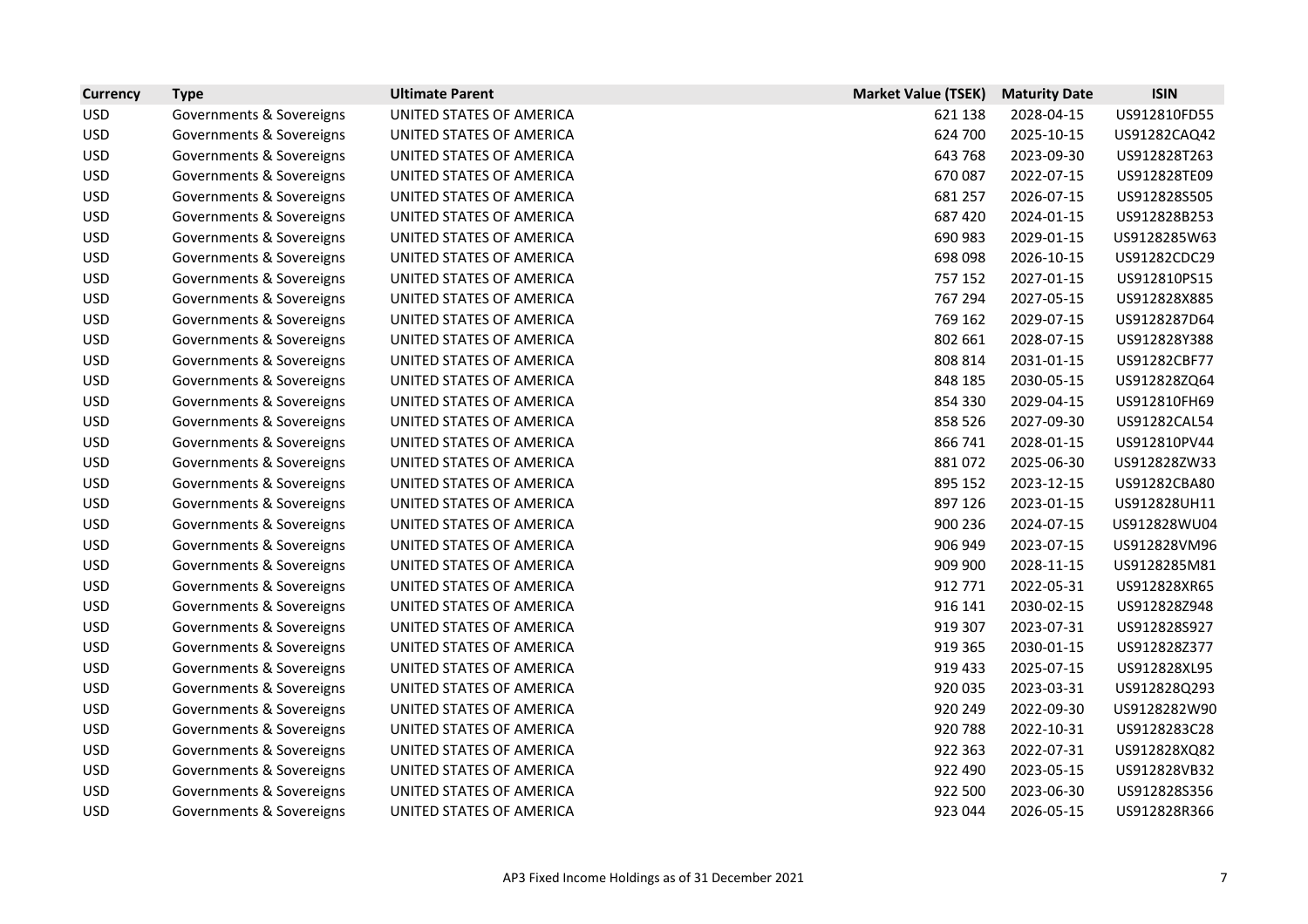| Currency | Type | Ultimate Parent | Market Value (TSEK) | Maturity Date | ISIN |
|---|---|---|---|---|---|
| USD | Governments & Sovereigns | UNITED STATES OF AMERICA | 621 138 | 2028-04-15 | US912810FD55 |
| USD | Governments & Sovereigns | UNITED STATES OF AMERICA | 624 700 | 2025-10-15 | US91282CAQ42 |
| USD | Governments & Sovereigns | UNITED STATES OF AMERICA | 643 768 | 2023-09-30 | US912828T263 |
| USD | Governments & Sovereigns | UNITED STATES OF AMERICA | 670 087 | 2022-07-15 | US912828TE09 |
| USD | Governments & Sovereigns | UNITED STATES OF AMERICA | 681 257 | 2026-07-15 | US912828S505 |
| USD | Governments & Sovereigns | UNITED STATES OF AMERICA | 687 420 | 2024-01-15 | US912828B253 |
| USD | Governments & Sovereigns | UNITED STATES OF AMERICA | 690 983 | 2029-01-15 | US9128285W63 |
| USD | Governments & Sovereigns | UNITED STATES OF AMERICA | 698 098 | 2026-10-15 | US91282CDC29 |
| USD | Governments & Sovereigns | UNITED STATES OF AMERICA | 757 152 | 2027-01-15 | US912810PS15 |
| USD | Governments & Sovereigns | UNITED STATES OF AMERICA | 767 294 | 2027-05-15 | US912828X885 |
| USD | Governments & Sovereigns | UNITED STATES OF AMERICA | 769 162 | 2029-07-15 | US9128287D64 |
| USD | Governments & Sovereigns | UNITED STATES OF AMERICA | 802 661 | 2028-07-15 | US912828Y388 |
| USD | Governments & Sovereigns | UNITED STATES OF AMERICA | 808 814 | 2031-01-15 | US91282CBF77 |
| USD | Governments & Sovereigns | UNITED STATES OF AMERICA | 848 185 | 2030-05-15 | US912828ZQ64 |
| USD | Governments & Sovereigns | UNITED STATES OF AMERICA | 854 330 | 2029-04-15 | US912810FH69 |
| USD | Governments & Sovereigns | UNITED STATES OF AMERICA | 858 526 | 2027-09-30 | US91282CAL54 |
| USD | Governments & Sovereigns | UNITED STATES OF AMERICA | 866 741 | 2028-01-15 | US912810PV44 |
| USD | Governments & Sovereigns | UNITED STATES OF AMERICA | 881 072 | 2025-06-30 | US912828ZW33 |
| USD | Governments & Sovereigns | UNITED STATES OF AMERICA | 895 152 | 2023-12-15 | US91282CBA80 |
| USD | Governments & Sovereigns | UNITED STATES OF AMERICA | 897 126 | 2023-01-15 | US912828UH11 |
| USD | Governments & Sovereigns | UNITED STATES OF AMERICA | 900 236 | 2024-07-15 | US912828WU04 |
| USD | Governments & Sovereigns | UNITED STATES OF AMERICA | 906 949 | 2023-07-15 | US912828VM96 |
| USD | Governments & Sovereigns | UNITED STATES OF AMERICA | 909 900 | 2028-11-15 | US9128285M81 |
| USD | Governments & Sovereigns | UNITED STATES OF AMERICA | 912 771 | 2022-05-31 | US912828XR65 |
| USD | Governments & Sovereigns | UNITED STATES OF AMERICA | 916 141 | 2030-02-15 | US912828Z948 |
| USD | Governments & Sovereigns | UNITED STATES OF AMERICA | 919 307 | 2023-07-31 | US912828S927 |
| USD | Governments & Sovereigns | UNITED STATES OF AMERICA | 919 365 | 2030-01-15 | US912828Z377 |
| USD | Governments & Sovereigns | UNITED STATES OF AMERICA | 919 433 | 2025-07-15 | US912828XL95 |
| USD | Governments & Sovereigns | UNITED STATES OF AMERICA | 920 035 | 2023-03-31 | US912828Q293 |
| USD | Governments & Sovereigns | UNITED STATES OF AMERICA | 920 249 | 2022-09-30 | US9128282W90 |
| USD | Governments & Sovereigns | UNITED STATES OF AMERICA | 920 788 | 2022-10-31 | US9128283C28 |
| USD | Governments & Sovereigns | UNITED STATES OF AMERICA | 922 363 | 2022-07-31 | US912828XQ82 |
| USD | Governments & Sovereigns | UNITED STATES OF AMERICA | 922 490 | 2023-05-15 | US912828VB32 |
| USD | Governments & Sovereigns | UNITED STATES OF AMERICA | 922 500 | 2023-06-30 | US912828S356 |
| USD | Governments & Sovereigns | UNITED STATES OF AMERICA | 923 044 | 2026-05-15 | US912828R366 |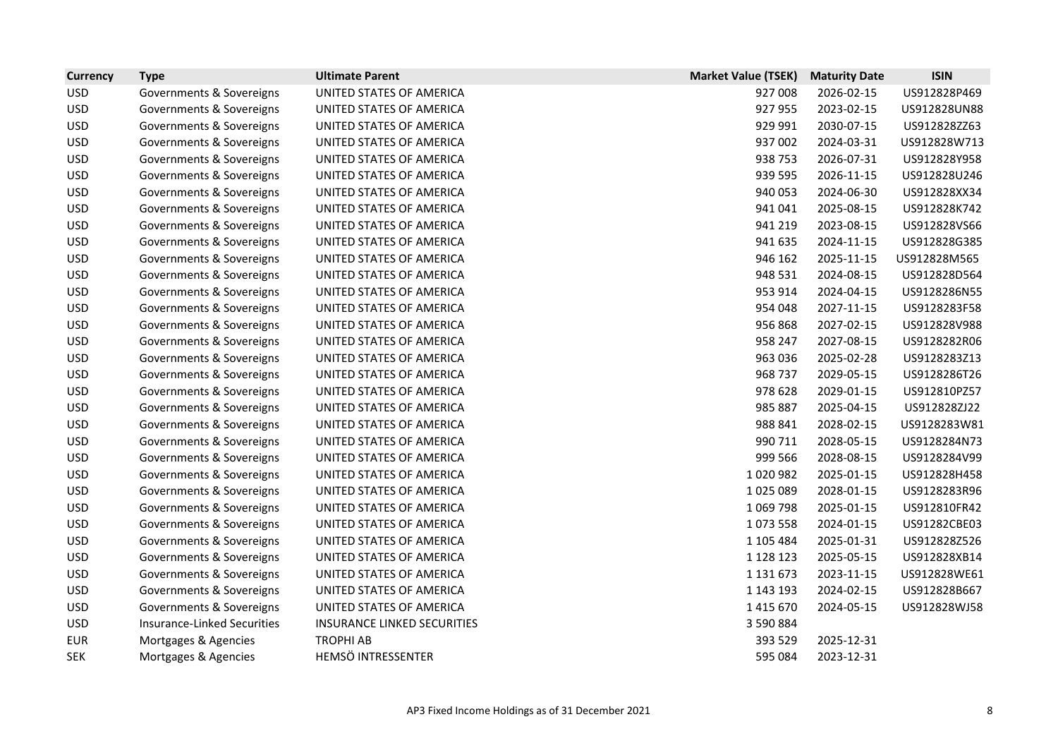| Currency | Type | Ultimate Parent | Market Value (TSEK) | Maturity Date | ISIN |
|---|---|---|---|---|---|
| USD | Governments & Sovereigns | UNITED STATES OF AMERICA | 927 008 | 2026-02-15 | US912828P469 |
| USD | Governments & Sovereigns | UNITED STATES OF AMERICA | 927 955 | 2023-02-15 | US912828UN88 |
| USD | Governments & Sovereigns | UNITED STATES OF AMERICA | 929 991 | 2030-07-15 | US912828ZZ63 |
| USD | Governments & Sovereigns | UNITED STATES OF AMERICA | 937 002 | 2024-03-31 | US912828W713 |
| USD | Governments & Sovereigns | UNITED STATES OF AMERICA | 938 753 | 2026-07-31 | US912828Y958 |
| USD | Governments & Sovereigns | UNITED STATES OF AMERICA | 939 595 | 2026-11-15 | US912828U246 |
| USD | Governments & Sovereigns | UNITED STATES OF AMERICA | 940 053 | 2024-06-30 | US912828XX34 |
| USD | Governments & Sovereigns | UNITED STATES OF AMERICA | 941 041 | 2025-08-15 | US912828K742 |
| USD | Governments & Sovereigns | UNITED STATES OF AMERICA | 941 219 | 2023-08-15 | US912828VS66 |
| USD | Governments & Sovereigns | UNITED STATES OF AMERICA | 941 635 | 2024-11-15 | US912828G385 |
| USD | Governments & Sovereigns | UNITED STATES OF AMERICA | 946 162 | 2025-11-15 | US912828M565 |
| USD | Governments & Sovereigns | UNITED STATES OF AMERICA | 948 531 | 2024-08-15 | US912828D564 |
| USD | Governments & Sovereigns | UNITED STATES OF AMERICA | 953 914 | 2024-04-15 | US9128286N55 |
| USD | Governments & Sovereigns | UNITED STATES OF AMERICA | 954 048 | 2027-11-15 | US9128283F58 |
| USD | Governments & Sovereigns | UNITED STATES OF AMERICA | 956 868 | 2027-02-15 | US912828V988 |
| USD | Governments & Sovereigns | UNITED STATES OF AMERICA | 958 247 | 2027-08-15 | US9128282R06 |
| USD | Governments & Sovereigns | UNITED STATES OF AMERICA | 963 036 | 2025-02-28 | US9128283Z13 |
| USD | Governments & Sovereigns | UNITED STATES OF AMERICA | 968 737 | 2029-05-15 | US9128286T26 |
| USD | Governments & Sovereigns | UNITED STATES OF AMERICA | 978 628 | 2029-01-15 | US912810PZ57 |
| USD | Governments & Sovereigns | UNITED STATES OF AMERICA | 985 887 | 2025-04-15 | US912828ZJ22 |
| USD | Governments & Sovereigns | UNITED STATES OF AMERICA | 988 841 | 2028-02-15 | US9128283W81 |
| USD | Governments & Sovereigns | UNITED STATES OF AMERICA | 990 711 | 2028-05-15 | US9128284N73 |
| USD | Governments & Sovereigns | UNITED STATES OF AMERICA | 999 566 | 2028-08-15 | US9128284V99 |
| USD | Governments & Sovereigns | UNITED STATES OF AMERICA | 1 020 982 | 2025-01-15 | US912828H458 |
| USD | Governments & Sovereigns | UNITED STATES OF AMERICA | 1 025 089 | 2028-01-15 | US9128283R96 |
| USD | Governments & Sovereigns | UNITED STATES OF AMERICA | 1 069 798 | 2025-01-15 | US912810FR42 |
| USD | Governments & Sovereigns | UNITED STATES OF AMERICA | 1 073 558 | 2024-01-15 | US91282CBE03 |
| USD | Governments & Sovereigns | UNITED STATES OF AMERICA | 1 105 484 | 2025-01-31 | US912828Z526 |
| USD | Governments & Sovereigns | UNITED STATES OF AMERICA | 1 128 123 | 2025-05-15 | US912828XB14 |
| USD | Governments & Sovereigns | UNITED STATES OF AMERICA | 1 131 673 | 2023-11-15 | US912828WE61 |
| USD | Governments & Sovereigns | UNITED STATES OF AMERICA | 1 143 193 | 2024-02-15 | US912828B667 |
| USD | Governments & Sovereigns | UNITED STATES OF AMERICA | 1 415 670 | 2024-05-15 | US912828WJ58 |
| USD | Insurance-Linked Securities | INSURANCE LINKED SECURITIES | 3 590 884 | | |
| EUR | Mortgages & Agencies | TROPHI AB | 393 529 | 2025-12-31 | |
| SEK | Mortgages & Agencies | HEMSÖ INTRESSENTER | 595 084 | 2023-12-31 | |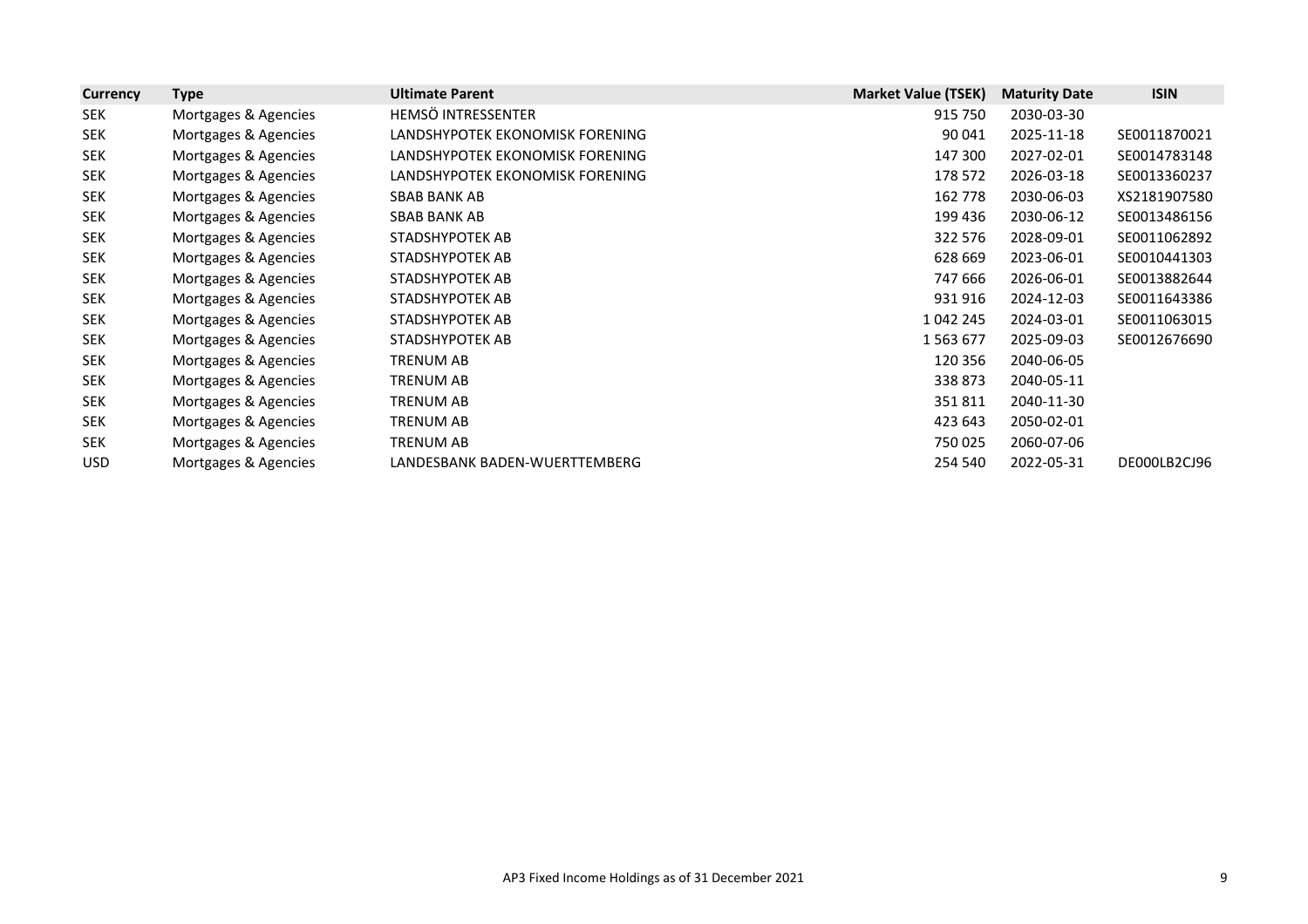| Currency | Type | Ultimate Parent | Market Value (TSEK) | Maturity Date | ISIN |
|---|---|---|---|---|---|
| SEK | Mortgages & Agencies | HEMSÖ INTRESSENTER | 915 750 | 2030-03-30 | |
| SEK | Mortgages & Agencies | LANDSHYPOTEK EKONOMISK FORENING | 90 041 | 2025-11-18 | SE0011870021 |
| SEK | Mortgages & Agencies | LANDSHYPOTEK EKONOMISK FORENING | 147 300 | 2027-02-01 | SE0014783148 |
| SEK | Mortgages & Agencies | LANDSHYPOTEK EKONOMISK FORENING | 178 572 | 2026-03-18 | SE0013360237 |
| SEK | Mortgages & Agencies | SBAB BANK AB | 162 778 | 2030-06-03 | XS2181907580 |
| SEK | Mortgages & Agencies | SBAB BANK AB | 199 436 | 2030-06-12 | SE0013486156 |
| SEK | Mortgages & Agencies | STADSHYPOTEK AB | 322 576 | 2028-09-01 | SE0011062892 |
| SEK | Mortgages & Agencies | STADSHYPOTEK AB | 628 669 | 2023-06-01 | SE0010441303 |
| SEK | Mortgages & Agencies | STADSHYPOTEK AB | 747 666 | 2026-06-01 | SE0013882644 |
| SEK | Mortgages & Agencies | STADSHYPOTEK AB | 931 916 | 2024-12-03 | SE0011643386 |
| SEK | Mortgages & Agencies | STADSHYPOTEK AB | 1 042 245 | 2024-03-01 | SE0011063015 |
| SEK | Mortgages & Agencies | STADSHYPOTEK AB | 1 563 677 | 2025-09-03 | SE0012676690 |
| SEK | Mortgages & Agencies | TRENUM AB | 120 356 | 2040-06-05 | |
| SEK | Mortgages & Agencies | TRENUM AB | 338 873 | 2040-05-11 | |
| SEK | Mortgages & Agencies | TRENUM AB | 351 811 | 2040-11-30 | |
| SEK | Mortgages & Agencies | TRENUM AB | 423 643 | 2050-02-01 | |
| SEK | Mortgages & Agencies | TRENUM AB | 750 025 | 2060-07-06 | |
| USD | Mortgages & Agencies | LANDESBANK BADEN-WUERTTEMBERG | 254 540 | 2022-05-31 | DE000LB2CJ96 |